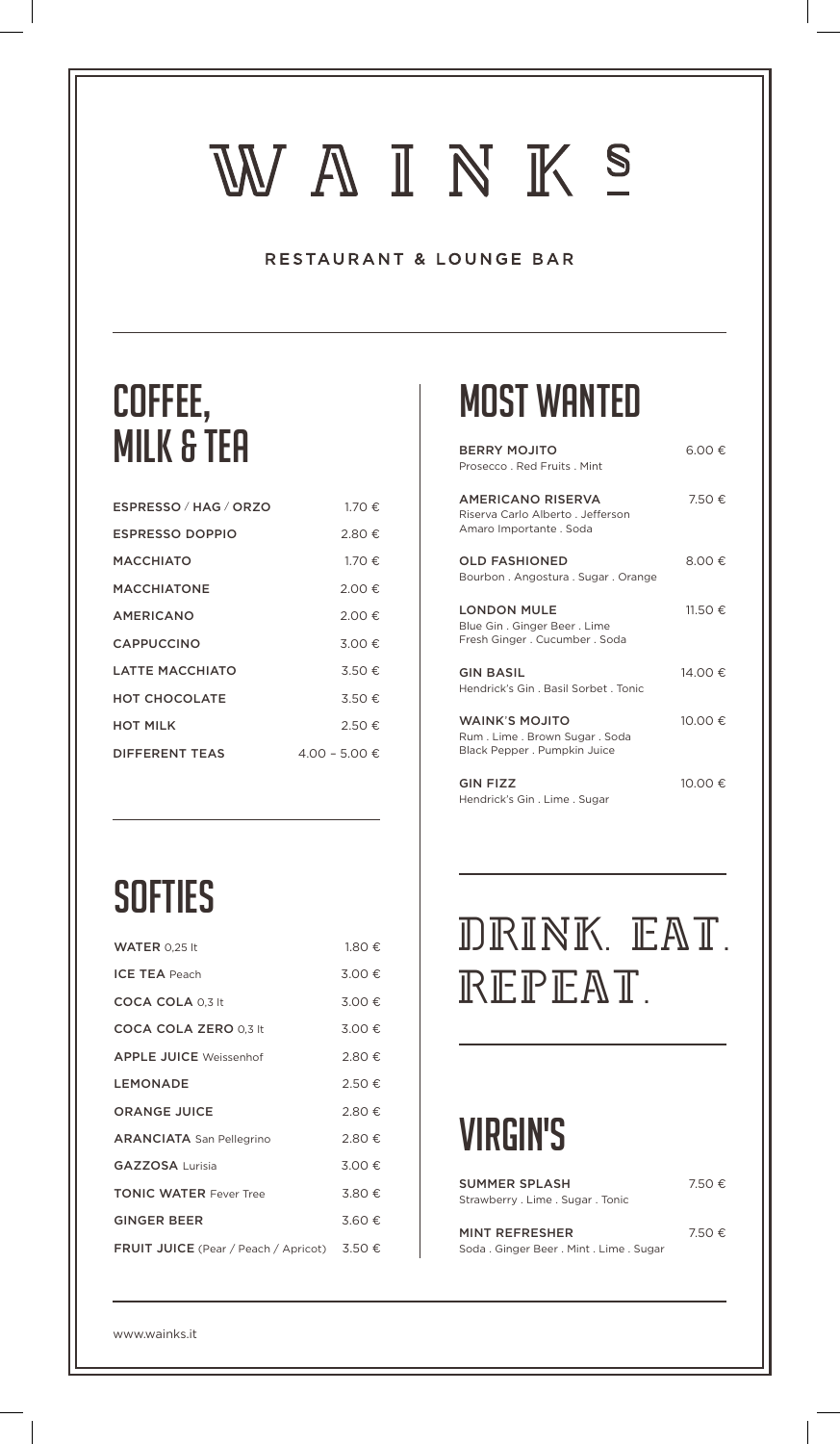# WAINKS

RESTAURANT & LOUNGE BAR

## COFFEE, MILK & TEA

| | |
|---|---|
| ESPRESSO / HAG / ORZO | 1.70 € |
| ESPRESSO DOPPIO | 2.80 € |
| MACCHIATO | 1.70 € |
| MACCHIATONE | 2.00 € |
| AMERICANO | 2.00 € |
| CAPPUCCINO | 3.00 € |
| LATTE MACCHIATO | 3.50 € |
| HOT CHOCOLATE | 3.50 € |
| HOT MILK | 2.50 € |
| DIFFERENT TEAS | 4.00 – 5.00 € |

## SOFTIES

| | |
|---|---|
| **WATER** 0,25 lt | 1.80 € |
| **ICE TEA** Peach | 3.00 € |
| **COCA COLA** 0,3 lt | 3.00 € |
| **COCA COLA ZERO** 0,3 lt | 3.00 € |
| **APPLE JUICE** Weissenhof | 2.80 € |
| **LEMONADE** | 2.50 € |
| **ORANGE JUICE** | 2.80 € |
| **ARANCIATA** San Pellegrino | 2.80 € |
| **GAZZOSA** Lurisia | 3.00 € |
| **TONIC WATER** Fever Tree | 3.80 € |
| **GINGER BEER** | 3.60 € |
| **FRUIT JUICE** (Pear / Peach / Apricot) | 3.50 € |

## MOST WANTED

**BERRY MOJITO** — 6.00 €
Prosecco . Red Fruits . Mint

**AMERICANO RISERVA** — 7.50 €
Riserva Carlo Alberto . Jefferson Amaro Importante . Soda

**OLD FASHIONED** — 8.00 €
Bourbon . Angostura . Sugar . Orange

**LONDON MULE** — 11.50 €
Blue Gin . Ginger Beer . Lime Fresh Ginger . Cucumber . Soda

**GIN BASIL** — 14.00 €
Hendrick's Gin . Basil Sorbet . Tonic

**WAINK'S MOJITO** — 10.00 €
Rum . Lime . Brown Sugar . Soda Black Pepper . Pumpkin Juice

**GIN FIZZ** — 10.00 €
Hendrick's Gin . Lime . Sugar

## DRINK. EAT. REPEAT.

## VIRGIN'S

**SUMMER SPLASH** — 7.50 €
Strawberry . Lime . Sugar . Tonic

**MINT REFRESHER** — 7.50 €
Soda . Ginger Beer . Mint . Lime . Sugar

www.wainks.it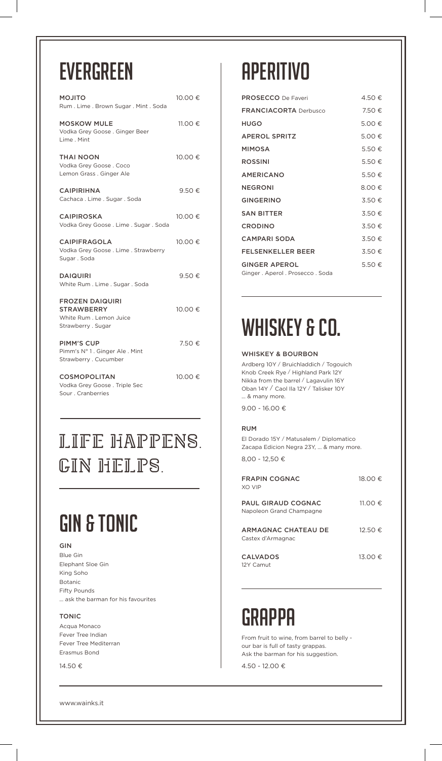# EVERGREEN

**MOJITO** — 10.00 €
Rum . Lime . Brown Sugar . Mint . Soda

**MOSKOW MULE** — 11.00 €
Vodka Grey Goose . Ginger Beer
Lime . Mint

**THAI NOON** — 10.00 €
Vodka Grey Goose . Coco
Lemon Grass . Ginger Ale

**CAIPIRIHNA** — 9.50 €
Cachaca . Lime . Sugar . Soda

**CAIPIROSKA** — 10.00 €
Vodka Grey Goose . Lime . Sugar . Soda

**CAIPIFRAGOLA** — 10.00 €
Vodka Grey Goose . Lime . Strawberry
Sugar . Soda

**DAIQUIRI** — 9.50 €
White Rum . Lime . Sugar . Soda

**FROZEN DAIQUIRI STRAWBERRY** — 10.00 €
White Rum . Lemon Juice
Strawberry . Sugar

**PIMM'S CUP** — 7.50 €
Pimm's N° 1 . Ginger Ale . Mint
Strawberry . Cucumber

**COSMOPOLITAN** — 10.00 €
Vodka Grey Goose . Triple Sec
Sour . Cranberries

## LIFE HAPPENS. GIN HELPS.

# GIN & TONIC

**GIN**

Blue Gin
Elephant Sloe Gin
King Soho
Botanic
Fifty Pounds
... ask the barman for his favourites

**TONIC**

Acqua Monaco
Fever Tree Indian
Fever Tree Mediterran
Erasmus Bond

14.50 €

# APERITIVO

| | |
|---|---|
| **PROSECCO** De Faveri | 4.50 € |
| **FRANCIACORTA** Derbusco | 7.50 € |
| **HUGO** | 5.00 € |
| **APEROL SPRITZ** | 5.00 € |
| **MIMOSA** | 5.50 € |
| **ROSSINI** | 5.50 € |
| **AMERICANO** | 5.50 € |
| **NEGRONI** | 8.00 € |
| **GINGERINO** | 3.50 € |
| **SAN BITTER** | 3.50 € |
| **CRODINO** | 3.50 € |
| **CAMPARI SODA** | 3.50 € |
| **FELSENKELLER BEER** | 3.50 € |
| **GINGER APEROL** Ginger . Aperol . Prosecco . Soda | 5.50 € |

# WHISKEY & CO.

**WHISKEY & BOURBON**

Ardberg 10Y / Bruichladdich / Togouich
Knob Creek Rye / Highland Park 12Y
Nikka from the barrel / Lagavulin 16Y
Oban 14Y / Caol Ila 12Y / Talisker 10Y
... & many more.

9.00 - 16.00 €

**RUM**

El Dorado 15Y / Matusalem / Diplomatico
Zacapa Edicion Negra 23Y, ... & many more.

8,00 - 12,50 €

**FRAPIN COGNAC** — 18.00 €
XO VIP

**PAUL GIRAUD COGNAC** — 11.00 €
Napoleon Grand Champagne

**ARMAGNAC CHATEAU DE** — 12.50 €
Castex d'Armagnac

**CALVADOS** — 13.00 €
12Y Camut

# GRAPPA

From fruit to wine, from barrel to belly - our bar is full of tasty grappas.
Ask the barman for his suggestion.

4.50 - 12.00 €

www.wainks.it